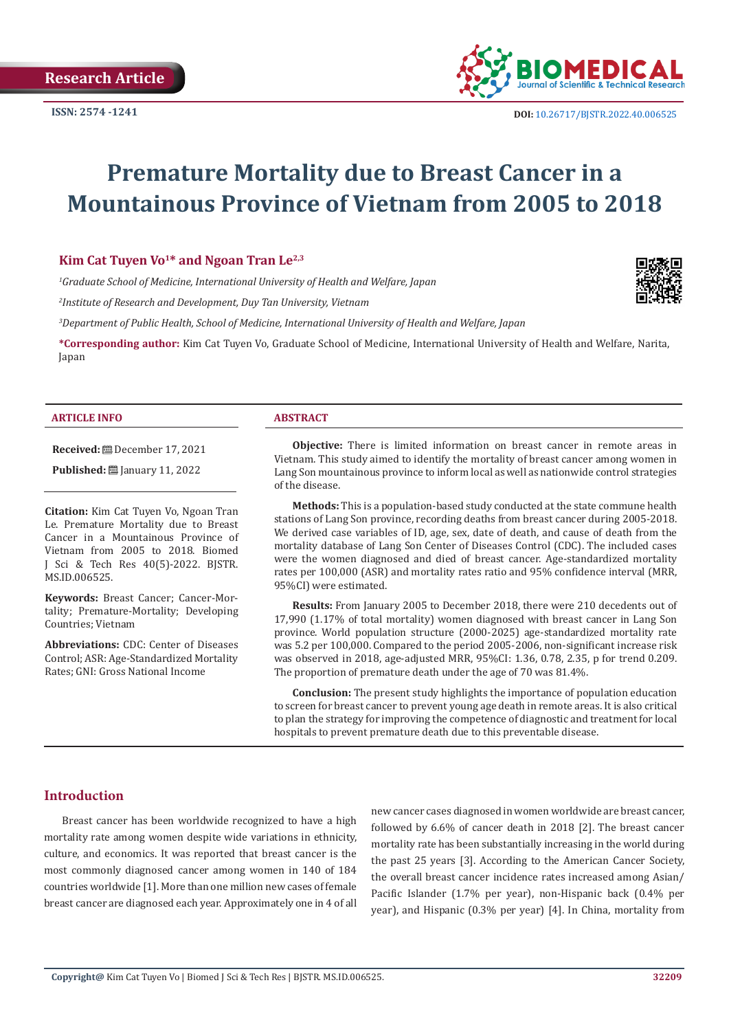Research Article

ISSN: 2574 -1241

DOI: 10.26717/BJSTR.2022.40.006525

# Premature Mortality due to Breast Cancer in a Mountainous Province of Vietnam from 2005 to 2018

**Kim Cat Tuyen Vo[1]* and Ngoan Tran Le[2,3]**

[1]*Graduate School of Medicine, International University of Health and Welfare, Japan*

[2]*Institute of Research and Development, Duy Tan University, Vietnam*

[3]*Department of Public Health, School of Medicine, International University of Health and Welfare, Japan*

**\*Corresponding author:** Kim Cat Tuyen Vo, Graduate School of Medicine, International University of Health and Welfare, Narita, Japan

## ARTICLE INFO

**Received:** December 17, 2021

**Published:** January 11, 2022

**Citation:** Kim Cat Tuyen Vo, Ngoan Tran Le. Premature Mortality due to Breast Cancer in a Mountainous Province of Vietnam from 2005 to 2018. Biomed J Sci & Tech Res 40(5)-2022. BJSTR. MS.ID.006525.

**Keywords:** Breast Cancer; Cancer-Mortality; Premature-Mortality; Developing Countries; Vietnam

**Abbreviations:** CDC: Center of Diseases Control; ASR: Age-Standardized Mortality Rates; GNI: Gross National Income

## ABSTRACT

**Objective:** There is limited information on breast cancer in remote areas in Vietnam. This study aimed to identify the mortality of breast cancer among women in Lang Son mountainous province to inform local as well as nationwide control strategies of the disease.

**Methods:** This is a population-based study conducted at the state commune health stations of Lang Son province, recording deaths from breast cancer during 2005-2018. We derived case variables of ID, age, sex, date of death, and cause of death from the mortality database of Lang Son Center of Diseases Control (CDC). The included cases were the women diagnosed and died of breast cancer. Age-standardized mortality rates per 100,000 (ASR) and mortality rates ratio and 95% confidence interval (MRR, 95%CI) were estimated.

**Results:** From January 2005 to December 2018, there were 210 decedents out of 17,990 (1.17% of total mortality) women diagnosed with breast cancer in Lang Son province. World population structure (2000-2025) age-standardized mortality rate was 5.2 per 100,000. Compared to the period 2005-2006, non-significant increase risk was observed in 2018, age-adjusted MRR, 95%CI: 1.36, 0.78, 2.35, p for trend 0.209. The proportion of premature death under the age of 70 was 81.4%.

**Conclusion:** The present study highlights the importance of population education to screen for breast cancer to prevent young age death in remote areas. It is also critical to plan the strategy for improving the competence of diagnostic and treatment for local hospitals to prevent premature death due to this preventable disease.

## Introduction

Breast cancer has been worldwide recognized to have a high mortality rate among women despite wide variations in ethnicity, culture, and economics. It was reported that breast cancer is the most commonly diagnosed cancer among women in 140 of 184 countries worldwide [1]. More than one million new cases of female breast cancer are diagnosed each year. Approximately one in 4 of all new cancer cases diagnosed in women worldwide are breast cancer, followed by 6.6% of cancer death in 2018 [2]. The breast cancer mortality rate has been substantially increasing in the world during the past 25 years [3]. According to the American Cancer Society, the overall breast cancer incidence rates increased among Asian/Pacific Islander (1.7% per year), non-Hispanic back (0.4% per year), and Hispanic (0.3% per year) [4]. In China, mortality from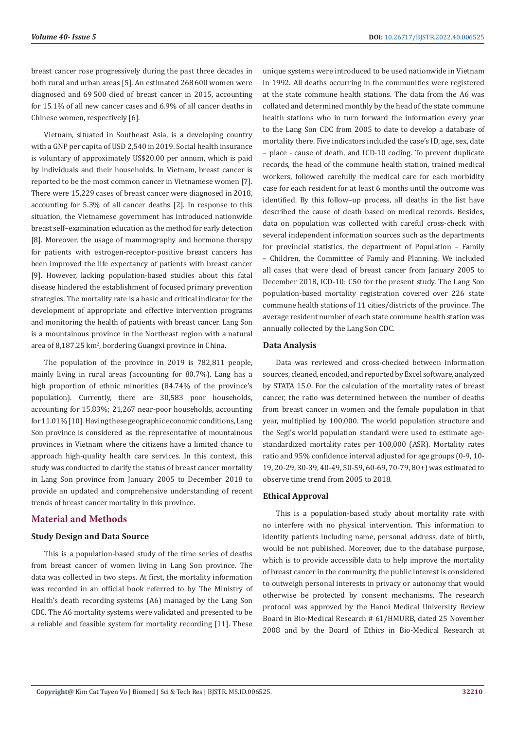breast cancer rose progressively during the past three decades in both rural and urban areas [5]. An estimated 268 600 women were diagnosed and 69 500 died of breast cancer in 2015, accounting for 15.1% of all new cancer cases and 6.9% of all cancer deaths in Chinese women, respectively [6].

Vietnam, situated in Southeast Asia, is a developing country with a GNP per capita of USD 2,540 in 2019. Social health insurance is voluntary of approximately US$20.00 per annum, which is paid by individuals and their households. In Vietnam, breast cancer is reported to be the most common cancer in Vietnamese women [7]. There were 15,229 cases of breast cancer were diagnosed in 2018, accounting for 5.3% of all cancer deaths [2]. In response to this situation, the Vietnamese government has introduced nationwide breast self–examination education as the method for early detection [8]. Moreover, the usage of mammography and hormone therapy for patients with estrogen-receptor-positive breast cancers has been improved the life expectancy of patients with breast cancer [9]. However, lacking population-based studies about this fatal disease hindered the establishment of focused primary prevention strategies. The mortality rate is a basic and critical indicator for the development of appropriate and effective intervention programs and monitoring the health of patients with breast cancer. Lang Son is a mountainous province in the Northeast region with a natural area of 8,187.25 km$^2$, bordering Guangxi province in China.

The population of the province in 2019 is 782,811 people, mainly living in rural areas (accounting for 80.7%). Lang has a high proportion of ethnic minorities (84.74% of the province's population). Currently, there are 30,583 poor households, accounting for 15.83%; 21,267 near-poor households, accounting for 11.01% [10]. Having these geographic economic conditions, Lang Son province is considered as the representative of mountainous provinces in Vietnam where the citizens have a limited chance to approach high-quality health care services. In this context, this study was conducted to clarify the status of breast cancer mortality in Lang Son province from January 2005 to December 2018 to provide an updated and comprehensive understanding of recent trends of breast cancer mortality in this province.

## Material and Methods

### Study Design and Data Source

This is a population-based study of the time series of deaths from breast cancer of women living in Lang Son province. The data was collected in two steps. At first, the mortality information was recorded in an official book referred to by The Ministry of Health's death recording systems (A6) managed by the Lang Son CDC. The A6 mortality systems were validated and presented to be a reliable and feasible system for mortality recording [11]. These unique systems were introduced to be used nationwide in Vietnam in 1992. All deaths occurring in the communities were registered at the state commune health stations. The data from the A6 was collated and determined monthly by the head of the state commune health stations who in turn forward the information every year to the Lang Son CDC from 2005 to date to develop a database of mortality there. Five indicators included the case's ID, age, sex, date – place - cause of death, and ICD-10 coding. To prevent duplicate records, the head of the commune health station, trained medical workers, followed carefully the medical care for each morbidity case for each resident for at least 6 months until the outcome was identified. By this follow–up process, all deaths in the list have described the cause of death based on medical records. Besides, data on population was collected with careful cross-check with several independent information sources such as the departments for provincial statistics, the department of Population – Family – Children, the Committee of Family and Planning. We included all cases that were dead of breast cancer from January 2005 to December 2018, ICD-10: C50 for the present study. The Lang Son population-based mortality registration covered over 226 state commune health stations of 11 cities/districts of the province. The average resident number of each state commune health station was annually collected by the Lang Son CDC.

### Data Analysis

Data was reviewed and cross-checked between information sources, cleaned, encoded, and reported by Excel software, analyzed by STATA 15.0. For the calculation of the mortality rates of breast cancer, the ratio was determined between the number of deaths from breast cancer in women and the female population in that year, multiplied by 100,000. The world population structure and the Segi's world population standard were used to estimate age-standardized mortality rates per 100,000 (ASR). Mortality rates ratio and 95% confidence interval adjusted for age groups (0-9, 10-19, 20-29, 30-39, 40-49, 50-59, 60-69, 70-79, 80+) was estimated to observe time trend from 2005 to 2018.

### Ethical Approval

This is a population-based study about mortality rate with no interfere with no physical intervention. This information to identify patients including name, personal address, date of birth, would be not published. Moreover, due to the database purpose, which is to provide accessible data to help improve the mortality of breast cancer in the community, the public interest is considered to outweigh personal interests in privacy or autonomy that would otherwise be protected by consent mechanisms. The research protocol was approved by the Hanoi Medical University Review Board in Bio-Medical Research # 61/HMURB, dated 25 November 2008 and by the Board of Ethics in Bio-Medical Research at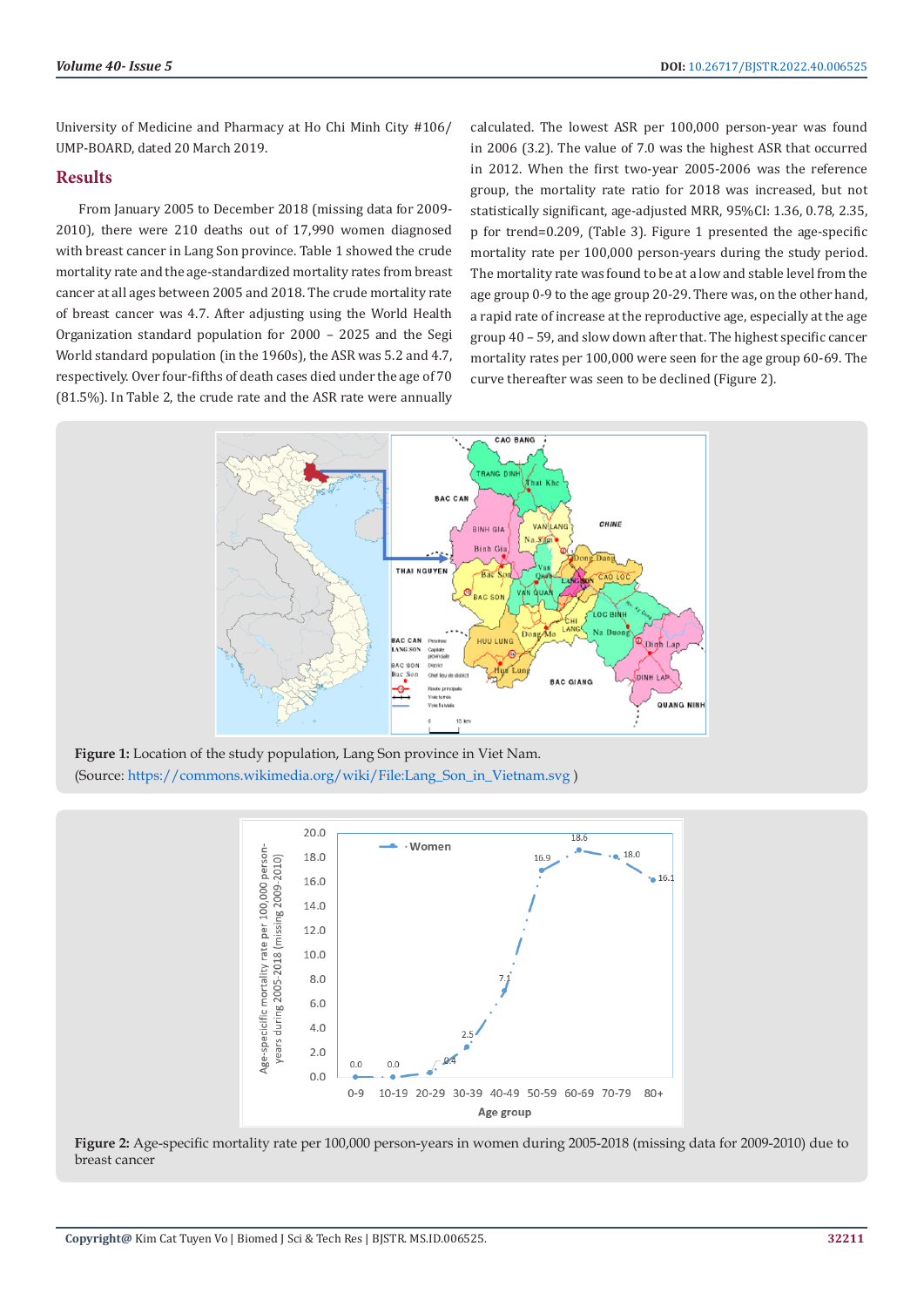University of Medicine and Pharmacy at Ho Chi Minh City #106/ UMP-BOARD, dated 20 March 2019.

## Results

From January 2005 to December 2018 (missing data for 2009-2010), there were 210 deaths out of 17,990 women diagnosed with breast cancer in Lang Son province. Table 1 showed the crude mortality rate and the age-standardized mortality rates from breast cancer at all ages between 2005 and 2018. The crude mortality rate of breast cancer was 4.7. After adjusting using the World Health Organization standard population for 2000 – 2025 and the Segi World standard population (in the 1960s), the ASR was 5.2 and 4.7, respectively. Over four-fifths of death cases died under the age of 70 (81.5%). In Table 2, the crude rate and the ASR rate were annually calculated. The lowest ASR per 100,000 person-year was found in 2006 (3.2). The value of 7.0 was the highest ASR that occurred in 2012. When the first two-year 2005-2006 was the reference group, the mortality rate ratio for 2018 was increased, but not statistically significant, age-adjusted MRR, 95%CI: 1.36, 0.78, 2.35, p for trend=0.209, (Table 3). Figure 1 presented the age-specific mortality rate per 100,000 person-years during the study period. The mortality rate was found to be at a low and stable level from the age group 0-9 to the age group 20-29. There was, on the other hand, a rapid rate of increase at the reproductive age, especially at the age group 40 – 59, and slow down after that. The highest specific cancer mortality rates per 100,000 were seen for the age group 60-69. The curve thereafter was seen to be declined (Figure 2).

**Figure 1:** Location of the study population, Lang Son province in Viet Nam.
(Source: https://commons.wikimedia.org/wiki/File:Lang_Son_in_Vietnam.svg )

**Figure 2:** Age-specific mortality rate per 100,000 person-years in women during 2005-2018 (missing data for 2009-2010) due to breast cancer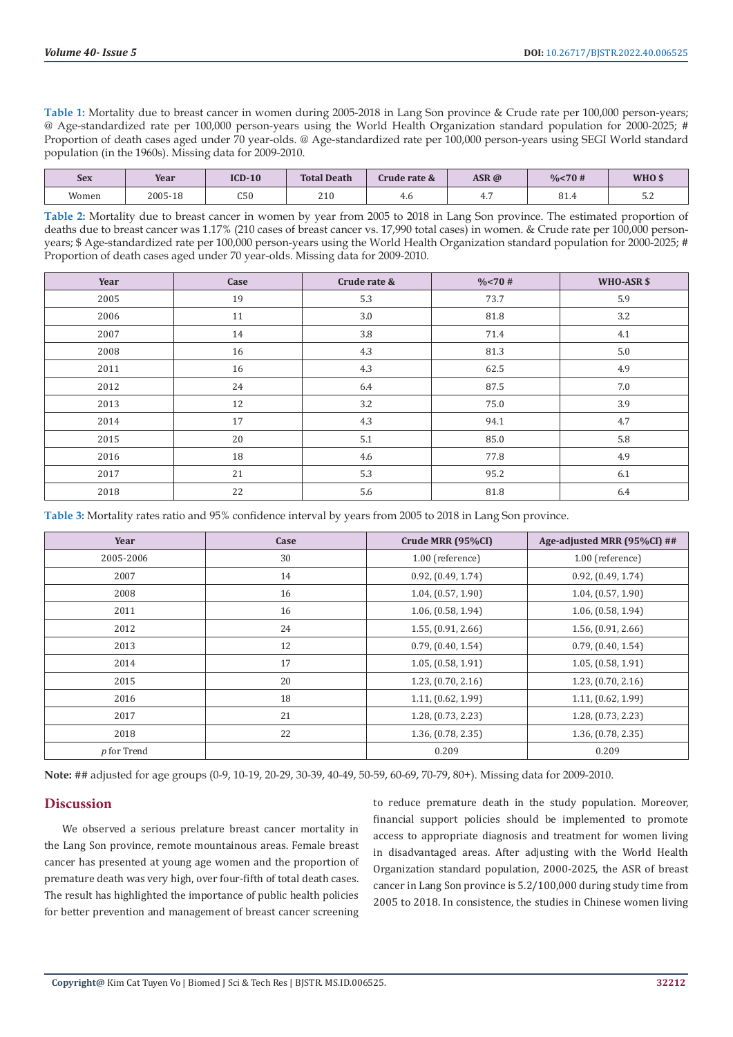**Table 1:** Mortality due to breast cancer in women during 2005-2018 in Lang Son province & Crude rate per 100,000 person-years; @ Age-standardized rate per 100,000 person-years using the World Health Organization standard population for 2000-2025; # Proportion of death cases aged under 70 year-olds. @ Age-standardized rate per 100,000 person-years using SEGI World standard population (in the 1960s). Missing data for 2009-2010.

| Sex | Year | ICD-10 | Total Death | Crude rate & | ASR @ | %<70 # | WHO $ |
|---|---|---|---|---|---|---|---|
| Women | 2005-18 | C50 | 210 | 4.6 | 4.7 | 81.4 | 5.2 |

**Table 2:** Mortality due to breast cancer in women by year from 2005 to 2018 in Lang Son province. The estimated proportion of deaths due to breast cancer was 1.17% (210 cases of breast cancer vs. 17,990 total cases) in women. & Crude rate per 100,000 person-years; $ Age-standardized rate per 100,000 person-years using the World Health Organization standard population for 2000-2025; # Proportion of death cases aged under 70 year-olds. Missing data for 2009-2010.

| Year | Case | Crude rate & | %<70 # | WHO-ASR $ |
|---|---|---|---|---|
| 2005 | 19 | 5.3 | 73.7 | 5.9 |
| 2006 | 11 | 3.0 | 81.8 | 3.2 |
| 2007 | 14 | 3.8 | 71.4 | 4.1 |
| 2008 | 16 | 4.3 | 81.3 | 5.0 |
| 2011 | 16 | 4.3 | 62.5 | 4.9 |
| 2012 | 24 | 6.4 | 87.5 | 7.0 |
| 2013 | 12 | 3.2 | 75.0 | 3.9 |
| 2014 | 17 | 4.3 | 94.1 | 4.7 |
| 2015 | 20 | 5.1 | 85.0 | 5.8 |
| 2016 | 18 | 4.6 | 77.8 | 4.9 |
| 2017 | 21 | 5.3 | 95.2 | 6.1 |
| 2018 | 22 | 5.6 | 81.8 | 6.4 |

**Table 3:** Mortality rates ratio and 95% confidence interval by years from 2005 to 2018 in Lang Son province.

| Year | Case | Crude MRR (95%CI) | Age-adjusted MRR (95%CI) ## |
|---|---|---|---|
| 2005-2006 | 30 | 1.00 (reference) | 1.00 (reference) |
| 2007 | 14 | 0.92, (0.49, 1.74) | 0.92, (0.49, 1.74) |
| 2008 | 16 | 1.04, (0.57, 1.90) | 1.04, (0.57, 1.90) |
| 2011 | 16 | 1.06, (0.58, 1.94) | 1.06, (0.58, 1.94) |
| 2012 | 24 | 1.55, (0.91, 2.66) | 1.56, (0.91, 2.66) |
| 2013 | 12 | 0.79, (0.40, 1.54) | 0.79, (0.40, 1.54) |
| 2014 | 17 | 1.05, (0.58, 1.91) | 1.05, (0.58, 1.91) |
| 2015 | 20 | 1.23, (0.70, 2.16) | 1.23, (0.70, 2.16) |
| 2016 | 18 | 1.11, (0.62, 1.99) | 1.11, (0.62, 1.99) |
| 2017 | 21 | 1.28, (0.73, 2.23) | 1.28, (0.73, 2.23) |
| 2018 | 22 | 1.36, (0.78, 2.35) | 1.36, (0.78, 2.35) |
| *p* for Trend | | 0.209 | 0.209 |

**Note:** ## adjusted for age groups (0-9, 10-19, 20-29, 30-39, 40-49, 50-59, 60-69, 70-79, 80+). Missing data for 2009-2010.

## Discussion

We observed a serious prelature breast cancer mortality in the Lang Son province, remote mountainous areas. Female breast cancer has presented at young age women and the proportion of premature death was very high, over four-fifth of total death cases. The result has highlighted the importance of public health policies for better prevention and management of breast cancer screening to reduce premature death in the study population. Moreover, financial support policies should be implemented to promote access to appropriate diagnosis and treatment for women living in disadvantaged areas. After adjusting with the World Health Organization standard population, 2000-2025, the ASR of breast cancer in Lang Son province is 5.2/100,000 during study time from 2005 to 2018. In consistence, the studies in Chinese women living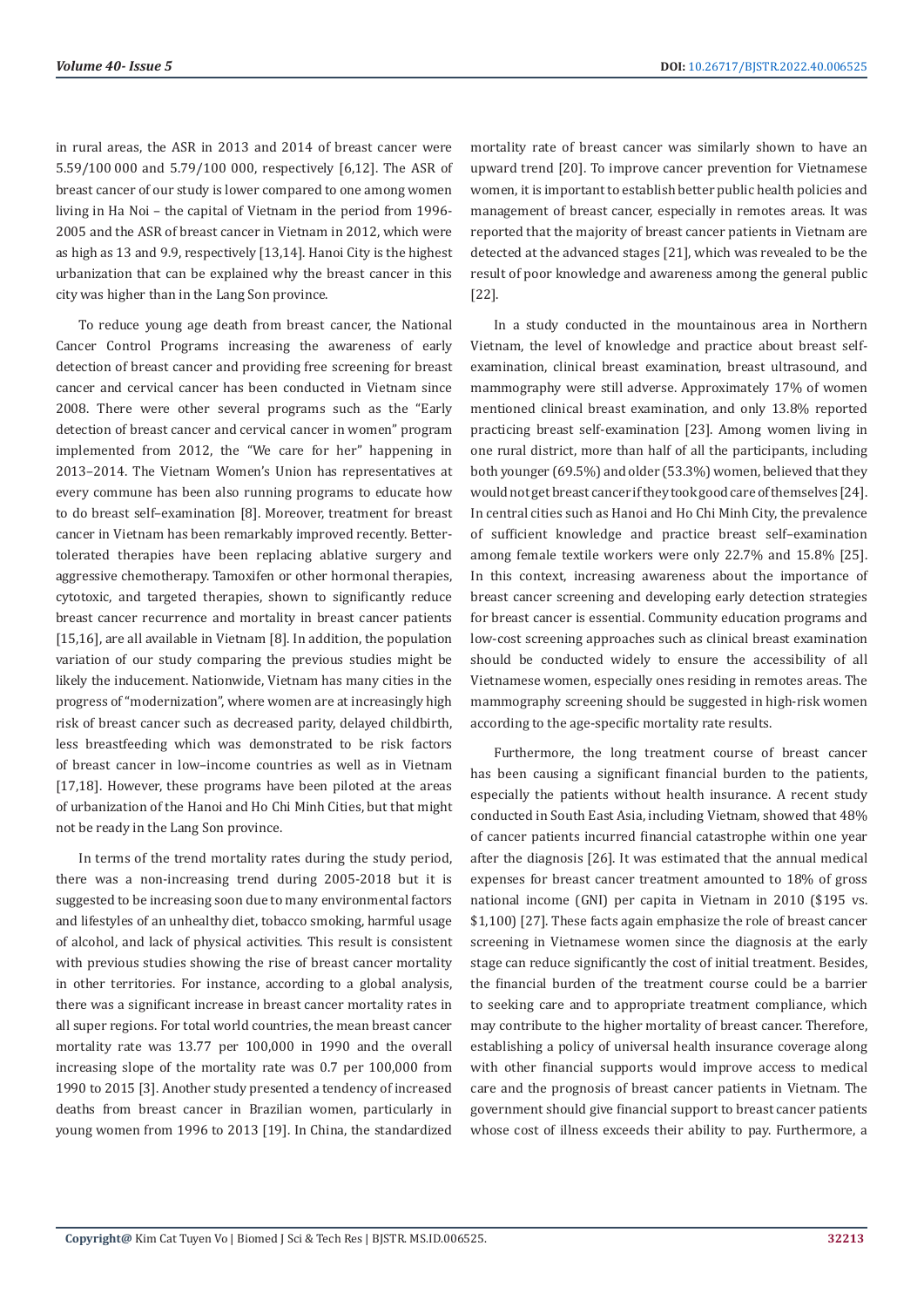in rural areas, the ASR in 2013 and 2014 of breast cancer were 5.59/100 000 and 5.79/100 000, respectively [6,12]. The ASR of breast cancer of our study is lower compared to one among women living in Ha Noi – the capital of Vietnam in the period from 1996-2005 and the ASR of breast cancer in Vietnam in 2012, which were as high as 13 and 9.9, respectively [13,14]. Hanoi City is the highest urbanization that can be explained why the breast cancer in this city was higher than in the Lang Son province.

To reduce young age death from breast cancer, the National Cancer Control Programs increasing the awareness of early detection of breast cancer and providing free screening for breast cancer and cervical cancer has been conducted in Vietnam since 2008. There were other several programs such as the "Early detection of breast cancer and cervical cancer in women" program implemented from 2012, the "We care for her" happening in 2013–2014. The Vietnam Women's Union has representatives at every commune has been also running programs to educate how to do breast self–examination [8]. Moreover, treatment for breast cancer in Vietnam has been remarkably improved recently. Better-tolerated therapies have been replacing ablative surgery and aggressive chemotherapy. Tamoxifen or other hormonal therapies, cytotoxic, and targeted therapies, shown to significantly reduce breast cancer recurrence and mortality in breast cancer patients [15,16], are all available in Vietnam [8]. In addition, the population variation of our study comparing the previous studies might be likely the inducement. Nationwide, Vietnam has many cities in the progress of "modernization", where women are at increasingly high risk of breast cancer such as decreased parity, delayed childbirth, less breastfeeding which was demonstrated to be risk factors of breast cancer in low–income countries as well as in Vietnam [17,18]. However, these programs have been piloted at the areas of urbanization of the Hanoi and Ho Chi Minh Cities, but that might not be ready in the Lang Son province.

In terms of the trend mortality rates during the study period, there was a non-increasing trend during 2005-2018 but it is suggested to be increasing soon due to many environmental factors and lifestyles of an unhealthy diet, tobacco smoking, harmful usage of alcohol, and lack of physical activities. This result is consistent with previous studies showing the rise of breast cancer mortality in other territories. For instance, according to a global analysis, there was a significant increase in breast cancer mortality rates in all super regions. For total world countries, the mean breast cancer mortality rate was 13.77 per 100,000 in 1990 and the overall increasing slope of the mortality rate was 0.7 per 100,000 from 1990 to 2015 [3]. Another study presented a tendency of increased deaths from breast cancer in Brazilian women, particularly in young women from 1996 to 2013 [19]. In China, the standardized mortality rate of breast cancer was similarly shown to have an upward trend [20]. To improve cancer prevention for Vietnamese women, it is important to establish better public health policies and management of breast cancer, especially in remotes areas. It was reported that the majority of breast cancer patients in Vietnam are detected at the advanced stages [21], which was revealed to be the result of poor knowledge and awareness among the general public [22].

In a study conducted in the mountainous area in Northern Vietnam, the level of knowledge and practice about breast self-examination, clinical breast examination, breast ultrasound, and mammography were still adverse. Approximately 17% of women mentioned clinical breast examination, and only 13.8% reported practicing breast self-examination [23]. Among women living in one rural district, more than half of all the participants, including both younger (69.5%) and older (53.3%) women, believed that they would not get breast cancer if they took good care of themselves [24]. In central cities such as Hanoi and Ho Chi Minh City, the prevalence of sufficient knowledge and practice breast self–examination among female textile workers were only 22.7% and 15.8% [25]. In this context, increasing awareness about the importance of breast cancer screening and developing early detection strategies for breast cancer is essential. Community education programs and low-cost screening approaches such as clinical breast examination should be conducted widely to ensure the accessibility of all Vietnamese women, especially ones residing in remotes areas. The mammography screening should be suggested in high-risk women according to the age-specific mortality rate results.

Furthermore, the long treatment course of breast cancer has been causing a significant financial burden to the patients, especially the patients without health insurance. A recent study conducted in South East Asia, including Vietnam, showed that 48% of cancer patients incurred financial catastrophe within one year after the diagnosis [26]. It was estimated that the annual medical expenses for breast cancer treatment amounted to 18% of gross national income (GNI) per capita in Vietnam in 2010 ($195 vs. $1,100) [27]. These facts again emphasize the role of breast cancer screening in Vietnamese women since the diagnosis at the early stage can reduce significantly the cost of initial treatment. Besides, the financial burden of the treatment course could be a barrier to seeking care and to appropriate treatment compliance, which may contribute to the higher mortality of breast cancer. Therefore, establishing a policy of universal health insurance coverage along with other financial supports would improve access to medical care and the prognosis of breast cancer patients in Vietnam. The government should give financial support to breast cancer patients whose cost of illness exceeds their ability to pay. Furthermore, a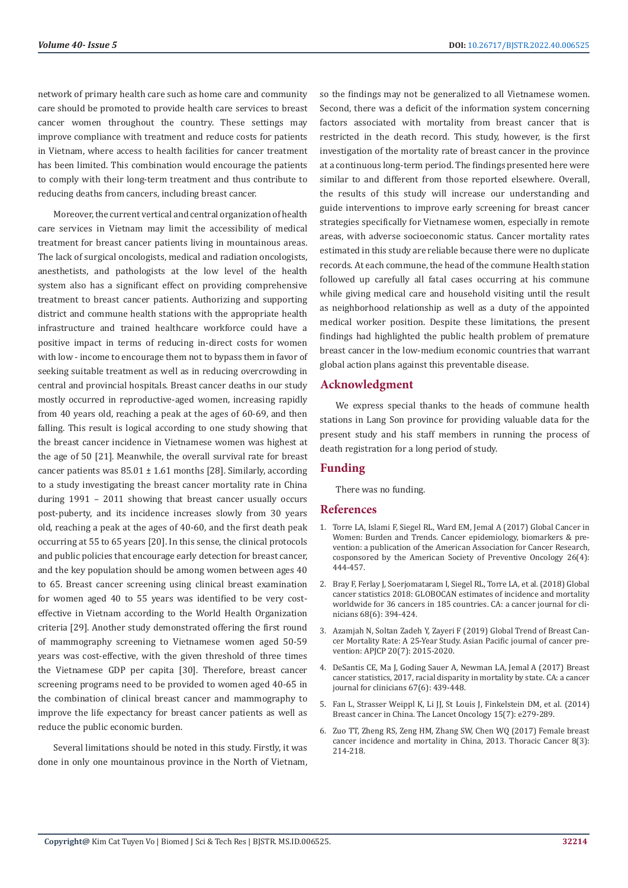network of primary health care such as home care and community care should be promoted to provide health care services to breast cancer women throughout the country. These settings may improve compliance with treatment and reduce costs for patients in Vietnam, where access to health facilities for cancer treatment has been limited. This combination would encourage the patients to comply with their long-term treatment and thus contribute to reducing deaths from cancers, including breast cancer.

Moreover, the current vertical and central organization of health care services in Vietnam may limit the accessibility of medical treatment for breast cancer patients living in mountainous areas. The lack of surgical oncologists, medical and radiation oncologists, anesthetists, and pathologists at the low level of the health system also has a significant effect on providing comprehensive treatment to breast cancer patients. Authorizing and supporting district and commune health stations with the appropriate health infrastructure and trained healthcare workforce could have a positive impact in terms of reducing in-direct costs for women with low - income to encourage them not to bypass them in favor of seeking suitable treatment as well as in reducing overcrowding in central and provincial hospitals. Breast cancer deaths in our study mostly occurred in reproductive-aged women, increasing rapidly from 40 years old, reaching a peak at the ages of 60-69, and then falling. This result is logical according to one study showing that the breast cancer incidence in Vietnamese women was highest at the age of 50 [21]. Meanwhile, the overall survival rate for breast cancer patients was 85.01 ± 1.61 months [28]. Similarly, according to a study investigating the breast cancer mortality rate in China during 1991 – 2011 showing that breast cancer usually occurs post-puberty, and its incidence increases slowly from 30 years old, reaching a peak at the ages of 40-60, and the first death peak occurring at 55 to 65 years [20]. In this sense, the clinical protocols and public policies that encourage early detection for breast cancer, and the key population should be among women between ages 40 to 65. Breast cancer screening using clinical breast examination for women aged 40 to 55 years was identified to be very cost-effective in Vietnam according to the World Health Organization criteria [29]. Another study demonstrated offering the first round of mammography screening to Vietnamese women aged 50-59 years was cost-effective, with the given threshold of three times the Vietnamese GDP per capita [30]. Therefore, breast cancer screening programs need to be provided to women aged 40-65 in the combination of clinical breast cancer and mammography to improve the life expectancy for breast cancer patients as well as reduce the public economic burden.

Several limitations should be noted in this study. Firstly, it was done in only one mountainous province in the North of Vietnam, so the findings may not be generalized to all Vietnamese women. Second, there was a deficit of the information system concerning factors associated with mortality from breast cancer that is restricted in the death record. This study, however, is the first investigation of the mortality rate of breast cancer in the province at a continuous long-term period. The findings presented here were similar to and different from those reported elsewhere. Overall, the results of this study will increase our understanding and guide interventions to improve early screening for breast cancer strategies specifically for Vietnamese women, especially in remote areas, with adverse socioeconomic status. Cancer mortality rates estimated in this study are reliable because there were no duplicate records. At each commune, the head of the commune Health station followed up carefully all fatal cases occurring at his commune while giving medical care and household visiting until the result as neighborhood relationship as well as a duty of the appointed medical worker position. Despite these limitations, the present findings had highlighted the public health problem of premature breast cancer in the low-medium economic countries that warrant global action plans against this preventable disease.

## Acknowledgment

We express special thanks to the heads of commune health stations in Lang Son province for providing valuable data for the present study and his staff members in running the process of death registration for a long period of study.

## Funding

There was no funding.

## References

1. Torre LA, Islami F, Siegel RL, Ward EM, Jemal A (2017) Global Cancer in Women: Burden and Trends. Cancer epidemiology, biomarkers & prevention: a publication of the American Association for Cancer Research, cosponsored by the American Society of Preventive Oncology 26(4): 444-457.
2. Bray F, Ferlay J, Soerjomataram I, Siegel RL, Torre LA, et al. (2018) Global cancer statistics 2018: GLOBOCAN estimates of incidence and mortality worldwide for 36 cancers in 185 countries. CA: a cancer journal for clinicians 68(6): 394-424.
3. Azamjah N, Soltan Zadeh Y, Zayeri F (2019) Global Trend of Breast Cancer Mortality Rate: A 25-Year Study. Asian Pacific journal of cancer prevention: APJCP 20(7): 2015-2020.
4. DeSantis CE, Ma J, Goding Sauer A, Newman LA, Jemal A (2017) Breast cancer statistics, 2017, racial disparity in mortality by state. CA: a cancer journal for clinicians 67(6): 439-448.
5. Fan L, Strasser Weippl K, Li JJ, St Louis J, Finkelstein DM, et al. (2014) Breast cancer in China. The Lancet Oncology 15(7): e279-289.
6. Zuo TT, Zheng RS, Zeng HM, Zhang SW, Chen WQ (2017) Female breast cancer incidence and mortality in China, 2013. Thoracic Cancer 8(3): 214-218.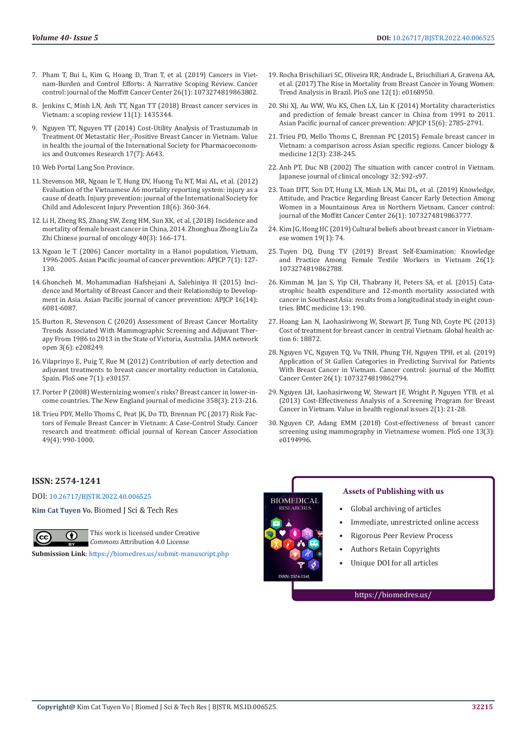7. Pham T, Bui L, Kim G, Hoang D, Tran T, et al. (2019) Cancers in Vietnam-Burden and Control Efforts: A Narrative Scoping Review. Cancer control: journal of the Moffitt Cancer Center 26(1): 1073274819863802.
8. Jenkins C, Minh LN, Anh TT, Ngan TT (2018) Breast cancer services in Vietnam: a scoping review 11(1): 1435344.
9. Nguyen TT, Nguyen TT (2014) Cost-Utility Analysis of Trastuzumab in Treatment Of Metastatic $Her_2$-Positive Breast Cancer in Vietnam. Value in health: the journal of the International Society for Pharmacoeconomics and Outcomes Research 17(7): A643.
10. Web Portal Lang Son Province.
11. Stevenson MR, Ngoan le T, Hung DV, Huong Tu NT, Mai AL, et al. (2012) Evaluation of the Vietnamese A6 mortality reporting system: injury as a cause of death. Injury prevention: journal of the International Society for Child and Adolescent Injury Prevention 18(6): 360-364.
12. Li H, Zheng RS, Zhang SW, Zeng HM, Sun XK, et al. (2018) Incidence and mortality of female breast cancer in China, 2014. Zhonghua Zhong Liu Za Zhi Chinese journal of oncology 40(3): 166-171.
13. Ngoan le T (2006) Cancer mortality in a Hanoi population, Vietnam, 1996-2005. Asian Pacific journal of cancer prevention: APJCP 7(1): 127-130.
14. Ghoncheh M, Mohammadian Hafshejani A, Salehiniya H (2015) Incidence and Mortality of Breast Cancer and their Relationship to Development in Asia. Asian Pacific journal of cancer prevention: APJCP 16(14): 6081-6087.
15. Burton R, Stevenson C (2020) Assessment of Breast Cancer Mortality Trends Associated With Mammographic Screening and Adjuvant Therapy From 1986 to 2013 in the State of Victoria, Australia. JAMA network open 3(6): e208249.
16. Vilaprinyo E, Puig T, Rue M (2012) Contribution of early detection and adjuvant treatments to breast cancer mortality reduction in Catalonia, Spain. PloS one 7(1): e30157.
17. Porter P (2008) Westernizing women's risks? Breast cancer in lower-income countries. The New England journal of medicine 358(3): 213-216.
18. Trieu PDY, Mello Thoms C, Peat JK, Do TD, Brennan PC (2017) Risk Factors of Female Breast Cancer in Vietnam: A Case-Control Study. Cancer research and treatment: official journal of Korean Cancer Association 49(4): 990-1000.
19. Rocha Brischiliari SC, Oliveira RR, Andrade L, Brischiliari A, Gravena AA, et al. (2017) The Rise in Mortality from Breast Cancer in Young Women: Trend Analysis in Brazil. PloS one 12(1): e0168950.
20. Shi XJ, Au WW, Wu KS, Chen LX, Lin K (2014) Mortality characteristics and prediction of female breast cancer in China from 1991 to 2011. Asian Pacific journal of cancer prevention: APJCP 15(6): 2785-2791.
21. Trieu PD, Mello Thoms C, Brennan PC (2015) Female breast cancer in Vietnam: a comparison across Asian specific regions. Cancer biology & medicine 12(3): 238-245.
22. Anh PT, Duc NB (2002) The situation with cancer control in Vietnam. Japanese journal of clinical oncology 32: S92-s97.
23. Toan DTT, Son DT, Hung LX, Minh LN, Mai DL, et al. (2019) Knowledge, Attitude, and Practice Regarding Breast Cancer Early Detection Among Women in a Mountainous Area in Northern Vietnam. Cancer control: journal of the Moffitt Cancer Center 26(1): 1073274819863777.
24. Kim JG, Hong HC (2019) Cultural beliefs about breast cancer in Vietnamese women 19(1): 74.
25. Tuyen DQ, Dung TV (2019) Breast Self-Examination: Knowledge and Practice Among Female Textile Workers in Vietnam 26(1): 1073274819862788.
26. Kimman M, Jan S, Yip CH, Thabrany H, Peters SA, et al. (2015) Catastrophic health expenditure and 12-month mortality associated with cancer in Southeast Asia: results from a longitudinal study in eight countries. BMC medicine 13: 190.
27. Hoang Lan N, Laohasiriwong W, Stewart JF, Tung ND, Coyte PC (2013) Cost of treatment for breast cancer in central Vietnam. Global health action 6: 18872.
28. Nguyen VC, Nguyen TQ, Vu TNH, Phung TH, Nguyen TPH, et al. (2019) Application of St Gallen Categories in Predicting Survival for Patients With Breast Cancer in Vietnam. Cancer control: journal of the Moffitt Cancer Center 26(1): 1073274819862794.
29. Nguyen LH, Laohasiriwong W, Stewart JF, Wright P, Nguyen YTB, et al. (2013) Cost-Effectiveness Analysis of a Screening Program for Breast Cancer in Vietnam. Value in health regional issues 2(1): 21-28.
30. Nguyen CP, Adang EMM (2018) Cost-effectiveness of breast cancer screening using mammography in Vietnamese women. PloS one 13(3): e0194996.

**ISSN: 2574-1241**

DOI: 10.26717/BJSTR.2022.40.006525

**Kim Cat Tuyen Vo.** Biomed J Sci & Tech Res

This work is licensed under Creative *Commons* Attribution 4.0 License

**Submission Link**: https://biomedres.us/submit-manuscript.php

**Assets of Publishing with us**

- Global archiving of articles
- Immediate, unrestricted online access
- Rigorous Peer Review Process
- Authors Retain Copyrights
- Unique DOI for all articles

https://biomedres.us/